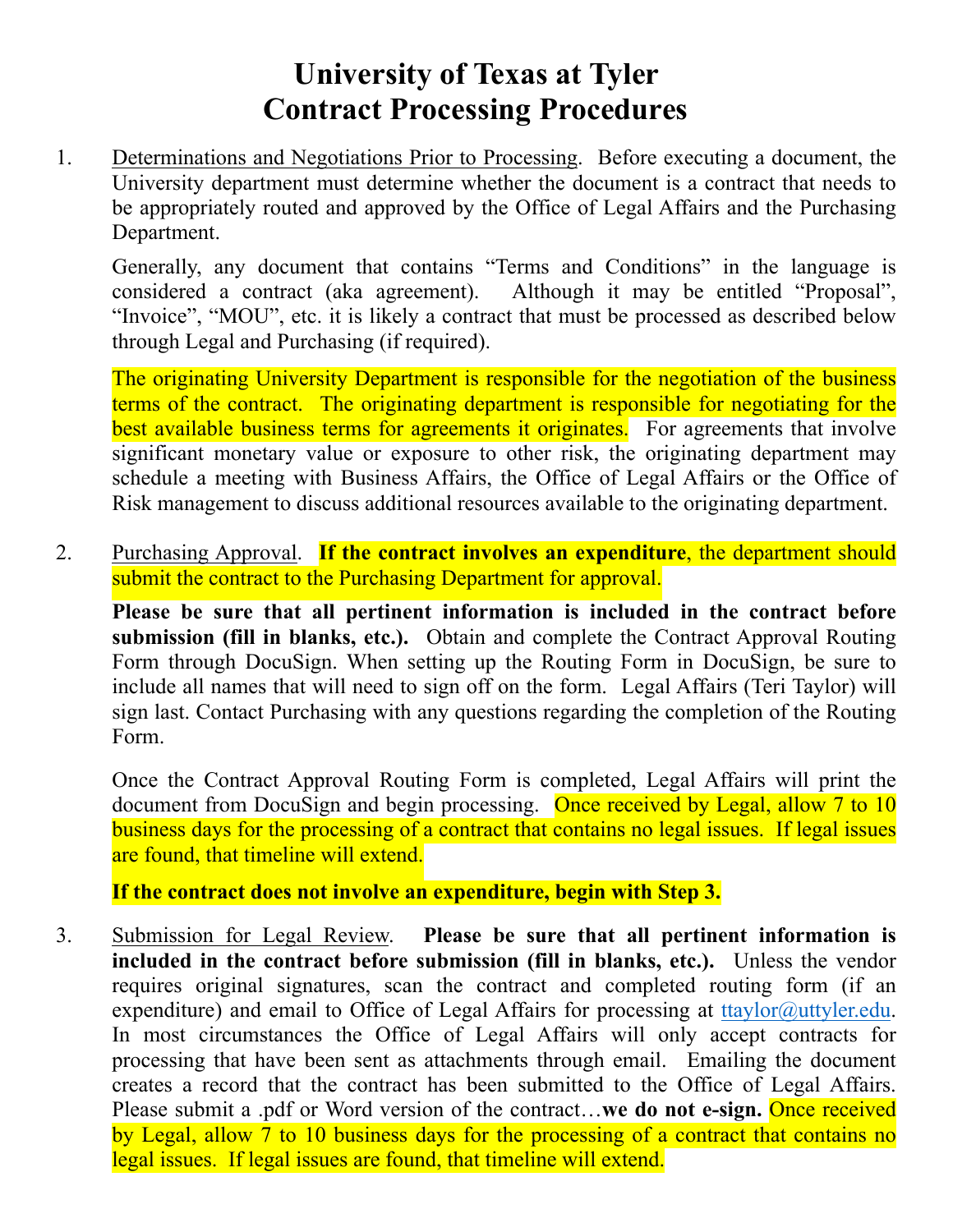# University of Texas at Tyler
# Contract Processing Procedures

1. Determinations and Negotiations Prior to Processing. Before executing a document, the University department must determine whether the document is a contract that needs to be appropriately routed and approved by the Office of Legal Affairs and the Purchasing Department.

   Generally, any document that contains "Terms and Conditions" in the language is considered a contract (aka agreement). Although it may be entitled "Proposal", "Invoice", "MOU", etc. it is likely a contract that must be processed as described below through Legal and Purchasing (if required).

   The originating University Department is responsible for the negotiation of the business terms of the contract. The originating department is responsible for negotiating for the best available business terms for agreements it originates. For agreements that involve significant monetary value or exposure to other risk, the originating department may schedule a meeting with Business Affairs, the Office of Legal Affairs or the Office of Risk management to discuss additional resources available to the originating department.

2. Purchasing Approval. **If the contract involves an expenditure**, the department should submit the contract to the Purchasing Department for approval.

   **Please be sure that all pertinent information is included in the contract before submission (fill in blanks, etc.).** Obtain and complete the Contract Approval Routing Form through DocuSign. When setting up the Routing Form in DocuSign, be sure to include all names that will need to sign off on the form. Legal Affairs (Teri Taylor) will sign last. Contact Purchasing with any questions regarding the completion of the Routing Form.

   Once the Contract Approval Routing Form is completed, Legal Affairs will print the document from DocuSign and begin processing. Once received by Legal, allow 7 to 10 business days for the processing of a contract that contains no legal issues. If legal issues are found, that timeline will extend.

   **If the contract does not involve an expenditure, begin with Step 3.**

3. Submission for Legal Review. **Please be sure that all pertinent information is included in the contract before submission (fill in blanks, etc.).** Unless the vendor requires original signatures, scan the contract and completed routing form (if an expenditure) and email to Office of Legal Affairs for processing at ttaylor@uttyler.edu. In most circumstances the Office of Legal Affairs will only accept contracts for processing that have been sent as attachments through email. Emailing the document creates a record that the contract has been submitted to the Office of Legal Affairs. Please submit a .pdf or Word version of the contract…**we do not e-sign.** Once received by Legal, allow 7 to 10 business days for the processing of a contract that contains no legal issues. If legal issues are found, that timeline will extend.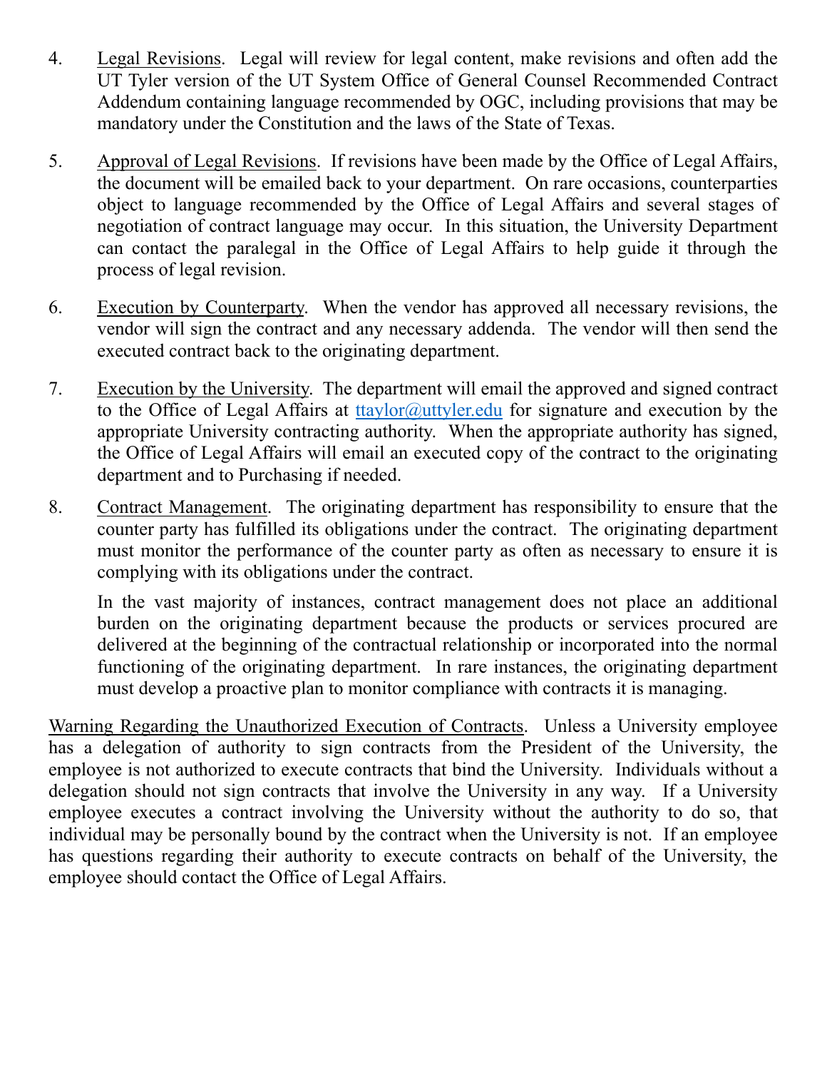4. <u>Legal Revisions</u>. Legal will review for legal content, make revisions and often add the UT Tyler version of the UT System Office of General Counsel Recommended Contract Addendum containing language recommended by OGC, including provisions that may be mandatory under the Constitution and the laws of the State of Texas.

5. <u>Approval of Legal Revisions</u>. If revisions have been made by the Office of Legal Affairs, the document will be emailed back to your department. On rare occasions, counterparties object to language recommended by the Office of Legal Affairs and several stages of negotiation of contract language may occur. In this situation, the University Department can contact the paralegal in the Office of Legal Affairs to help guide it through the process of legal revision.

6. <u>Execution by Counterparty</u>. When the vendor has approved all necessary revisions, the vendor will sign the contract and any necessary addenda. The vendor will then send the executed contract back to the originating department.

7. <u>Execution by the University</u>. The department will email the approved and signed contract to the Office of Legal Affairs at ttaylor@uttyler.edu for signature and execution by the appropriate University contracting authority. When the appropriate authority has signed, the Office of Legal Affairs will email an executed copy of the contract to the originating department and to Purchasing if needed.

8. <u>Contract Management</u>. The originating department has responsibility to ensure that the counter party has fulfilled its obligations under the contract. The originating department must monitor the performance of the counter party as often as necessary to ensure it is complying with its obligations under the contract.

   In the vast majority of instances, contract management does not place an additional burden on the originating department because the products or services procured are delivered at the beginning of the contractual relationship or incorporated into the normal functioning of the originating department. In rare instances, the originating department must develop a proactive plan to monitor compliance with contracts it is managing.

<u>Warning Regarding the Unauthorized Execution of Contracts</u>. Unless a University employee has a delegation of authority to sign contracts from the President of the University, the employee is not authorized to execute contracts that bind the University. Individuals without a delegation should not sign contracts that involve the University in any way. If a University employee executes a contract involving the University without the authority to do so, that individual may be personally bound by the contract when the University is not. If an employee has questions regarding their authority to execute contracts on behalf of the University, the employee should contact the Office of Legal Affairs.